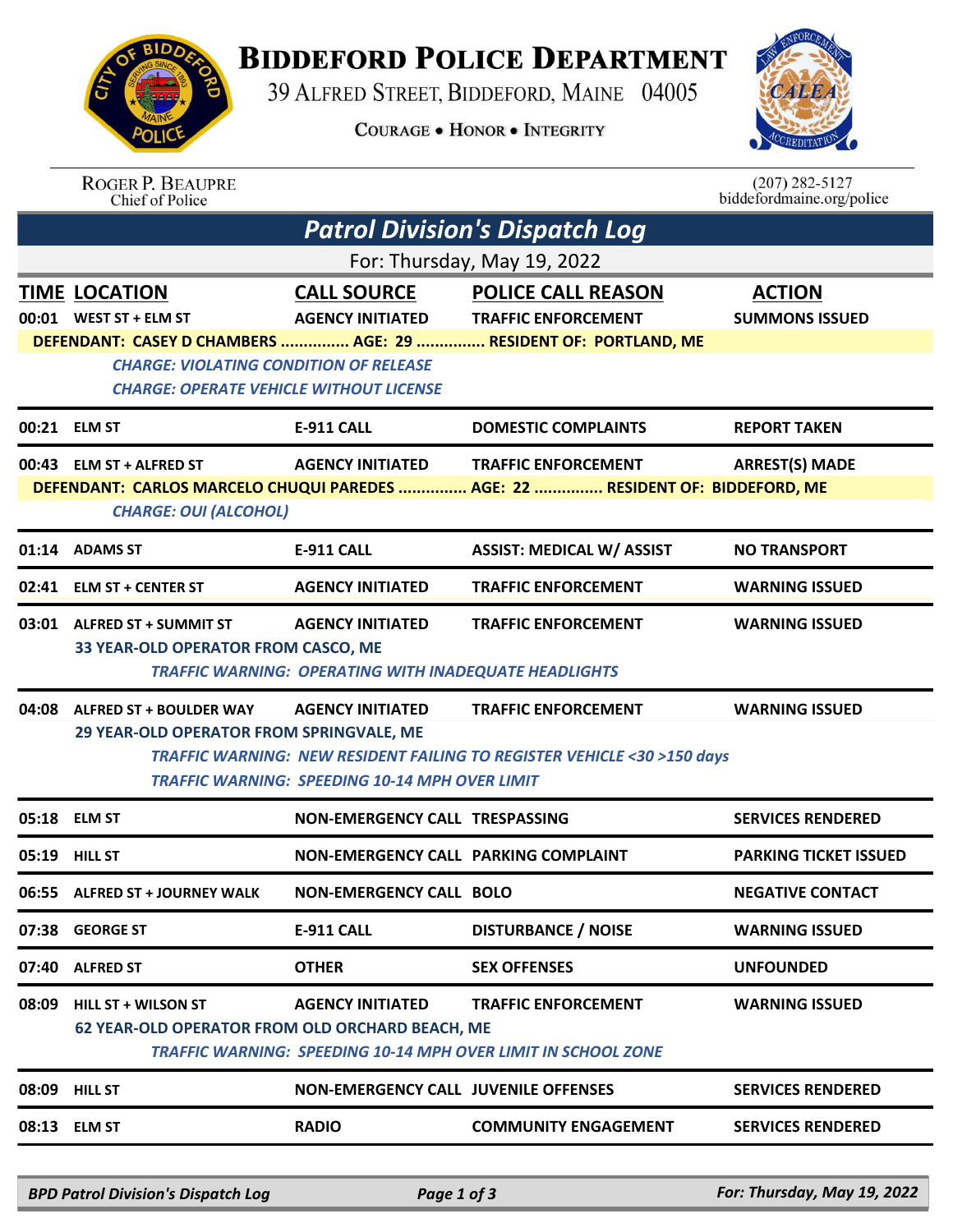# BIDDEFORD POLICE DEPARTMENT

39 ALFRED STREET, BIDDEFORD, MAINE 04005

COURAGE • HONOR • INTEGRITY

ROGER P. BEAUPRE
Chief of Police

(207) 282-5127
biddefordmaine.org/police

## *Patrol Division's Dispatch Log*

For: Thursday, May 19, 2022

| TIME | LOCATION | CALL SOURCE | POLICE CALL REASON | ACTION |
|---|---|---|---|---|
| 00:01 | WEST ST + ELM ST | AGENCY INITIATED | TRAFFIC ENFORCEMENT | SUMMONS ISSUED |

**DEFENDANT: CASEY D CHAMBERS ............... AGE: 29 ............... RESIDENT OF: PORTLAND, ME**

*CHARGE: VIOLATING CONDITION OF RELEASE*
*CHARGE: OPERATE VEHICLE WITHOUT LICENSE*

| TIME | LOCATION | CALL SOURCE | POLICE CALL REASON | ACTION |
|---|---|---|---|---|
| 00:21 | ELM ST | E-911 CALL | DOMESTIC COMPLAINTS | REPORT TAKEN |
| 00:43 | ELM ST + ALFRED ST | AGENCY INITIATED | TRAFFIC ENFORCEMENT | ARREST(S) MADE |

**DEFENDANT: CARLOS MARCELO CHUQUI PAREDES ............... AGE: 22 ............... RESIDENT OF: BIDDEFORD, ME**

*CHARGE: OUI (ALCOHOL)*

| TIME | LOCATION | CALL SOURCE | POLICE CALL REASON | ACTION |
|---|---|---|---|---|
| 01:14 | ADAMS ST | E-911 CALL | ASSIST: MEDICAL W/ ASSIST | NO TRANSPORT |
| 02:41 | ELM ST + CENTER ST | AGENCY INITIATED | TRAFFIC ENFORCEMENT | WARNING ISSUED |
| 03:01 | ALFRED ST + SUMMIT ST | AGENCY INITIATED | TRAFFIC ENFORCEMENT | WARNING ISSUED |

**33 YEAR-OLD OPERATOR FROM CASCO, ME**

*TRAFFIC WARNING: OPERATING WITH INADEQUATE HEADLIGHTS*

| TIME | LOCATION | CALL SOURCE | POLICE CALL REASON | ACTION |
|---|---|---|---|---|
| 04:08 | ALFRED ST + BOULDER WAY | AGENCY INITIATED | TRAFFIC ENFORCEMENT | WARNING ISSUED |

**29 YEAR-OLD OPERATOR FROM SPRINGVALE, ME**

*TRAFFIC WARNING: NEW RESIDENT FAILING TO REGISTER VEHICLE <30 >150 days*
*TRAFFIC WARNING: SPEEDING 10-14 MPH OVER LIMIT*

| TIME | LOCATION | CALL SOURCE | POLICE CALL REASON | ACTION |
|---|---|---|---|---|
| 05:18 | ELM ST | NON-EMERGENCY CALL | TRESPASSING | SERVICES RENDERED |
| 05:19 | HILL ST | NON-EMERGENCY CALL | PARKING COMPLAINT | PARKING TICKET ISSUED |
| 06:55 | ALFRED ST + JOURNEY WALK | NON-EMERGENCY CALL | BOLO | NEGATIVE CONTACT |
| 07:38 | GEORGE ST | E-911 CALL | DISTURBANCE / NOISE | WARNING ISSUED |
| 07:40 | ALFRED ST | OTHER | SEX OFFENSES | UNFOUNDED |
| 08:09 | HILL ST + WILSON ST | AGENCY INITIATED | TRAFFIC ENFORCEMENT | WARNING ISSUED |

**62 YEAR-OLD OPERATOR FROM OLD ORCHARD BEACH, ME**

*TRAFFIC WARNING: SPEEDING 10-14 MPH OVER LIMIT IN SCHOOL ZONE*

| TIME | LOCATION | CALL SOURCE | POLICE CALL REASON | ACTION |
|---|---|---|---|---|
| 08:09 | HILL ST | NON-EMERGENCY CALL | JUVENILE OFFENSES | SERVICES RENDERED |
| 08:13 | ELM ST | RADIO | COMMUNITY ENGAGEMENT | SERVICES RENDERED |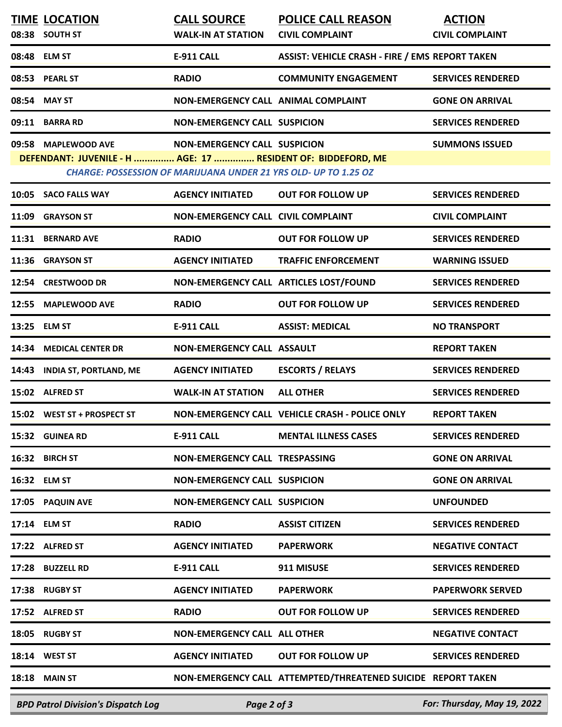| TIME | LOCATION | CALL SOURCE | POLICE CALL REASON | ACTION |
|---|---|---|---|---|
| 08:38 | SOUTH ST | WALK-IN AT STATION | CIVIL COMPLAINT | CIVIL COMPLAINT |
| 08:48 | ELM ST | E-911 CALL | ASSIST: VEHICLE CRASH - FIRE / EMS | REPORT TAKEN |
| 08:53 | PEARL ST | RADIO | COMMUNITY ENGAGEMENT | SERVICES RENDERED |
| 08:54 | MAY ST | NON-EMERGENCY CALL | ANIMAL COMPLAINT | GONE ON ARRIVAL |
| 09:11 | BARRA RD | NON-EMERGENCY CALL | SUSPICION | SERVICES RENDERED |
| 09:58 | MAPLEWOOD AVE | NON-EMERGENCY CALL | SUSPICION | SUMMONS ISSUED |
| | DEFENDANT: JUVENILE - H ............... AGE: 17 ............... RESIDENT OF: BIDDEFORD, ME | | | |
| | *CHARGE: POSSESSION OF MARIJUANA UNDER 21 YRS OLD- UP TO 1.25 OZ* | | | |
| 10:05 | SACO FALLS WAY | AGENCY INITIATED | OUT FOR FOLLOW UP | SERVICES RENDERED |
| 11:09 | GRAYSON ST | NON-EMERGENCY CALL | CIVIL COMPLAINT | CIVIL COMPLAINT |
| 11:31 | BERNARD AVE | RADIO | OUT FOR FOLLOW UP | SERVICES RENDERED |
| 11:36 | GRAYSON ST | AGENCY INITIATED | TRAFFIC ENFORCEMENT | WARNING ISSUED |
| 12:54 | CRESTWOOD DR | NON-EMERGENCY CALL | ARTICLES LOST/FOUND | SERVICES RENDERED |
| 12:55 | MAPLEWOOD AVE | RADIO | OUT FOR FOLLOW UP | SERVICES RENDERED |
| 13:25 | ELM ST | E-911 CALL | ASSIST: MEDICAL | NO TRANSPORT |
| 14:34 | MEDICAL CENTER DR | NON-EMERGENCY CALL | ASSAULT | REPORT TAKEN |
| 14:43 | INDIA ST, PORTLAND, ME | AGENCY INITIATED | ESCORTS / RELAYS | SERVICES RENDERED |
| 15:02 | ALFRED ST | WALK-IN AT STATION | ALL OTHER | SERVICES RENDERED |
| 15:02 | WEST ST + PROSPECT ST | NON-EMERGENCY CALL | VEHICLE CRASH - POLICE ONLY | REPORT TAKEN |
| 15:32 | GUINEA RD | E-911 CALL | MENTAL ILLNESS CASES | SERVICES RENDERED |
| 16:32 | BIRCH ST | NON-EMERGENCY CALL | TRESPASSING | GONE ON ARRIVAL |
| 16:32 | ELM ST | NON-EMERGENCY CALL | SUSPICION | GONE ON ARRIVAL |
| 17:05 | PAQUIN AVE | NON-EMERGENCY CALL | SUSPICION | UNFOUNDED |
| 17:14 | ELM ST | RADIO | ASSIST CITIZEN | SERVICES RENDERED |
| 17:22 | ALFRED ST | AGENCY INITIATED | PAPERWORK | NEGATIVE CONTACT |
| 17:28 | BUZZELL RD | E-911 CALL | 911 MISUSE | SERVICES RENDERED |
| 17:38 | RUGBY ST | AGENCY INITIATED | PAPERWORK | PAPERWORK SERVED |
| 17:52 | ALFRED ST | RADIO | OUT FOR FOLLOW UP | SERVICES RENDERED |
| 18:05 | RUGBY ST | NON-EMERGENCY CALL | ALL OTHER | NEGATIVE CONTACT |
| 18:14 | WEST ST | AGENCY INITIATED | OUT FOR FOLLOW UP | SERVICES RENDERED |
| 18:18 | MAIN ST | NON-EMERGENCY CALL | ATTEMPTED/THREATENED SUICIDE | REPORT TAKEN |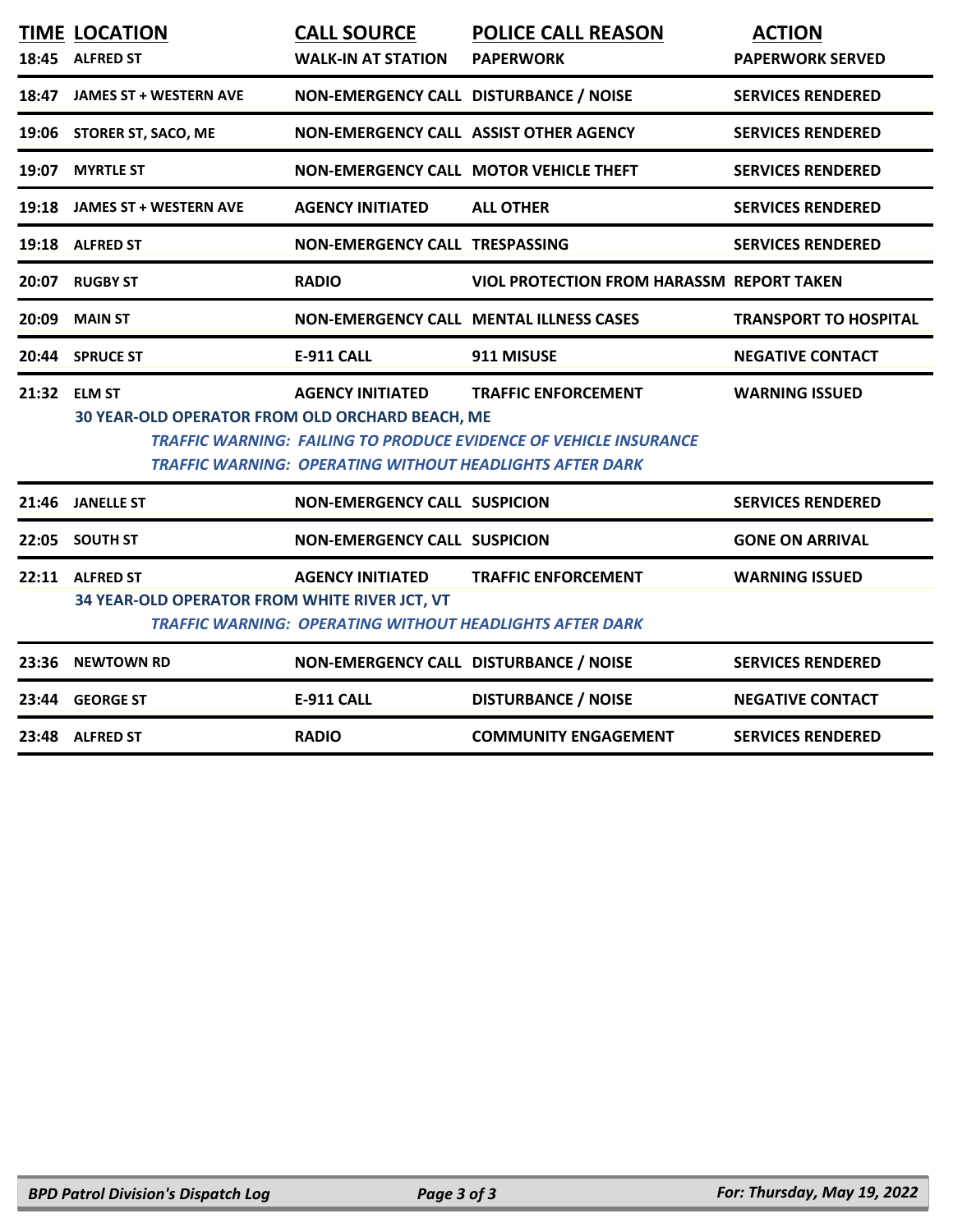| TIME | LOCATION | CALL SOURCE | POLICE CALL REASON | ACTION |
|---|---|---|---|---|
| 18:45 | ALFRED ST | WALK-IN AT STATION | PAPERWORK | PAPERWORK SERVED |
| 18:47 | JAMES ST + WESTERN AVE | NON-EMERGENCY CALL | DISTURBANCE / NOISE | SERVICES RENDERED |
| 19:06 | STORER ST, SACO, ME | NON-EMERGENCY CALL | ASSIST OTHER AGENCY | SERVICES RENDERED |
| 19:07 | MYRTLE ST | NON-EMERGENCY CALL | MOTOR VEHICLE THEFT | SERVICES RENDERED |
| 19:18 | JAMES ST + WESTERN AVE | AGENCY INITIATED | ALL OTHER | SERVICES RENDERED |
| 19:18 | ALFRED ST | NON-EMERGENCY CALL | TRESPASSING | SERVICES RENDERED |
| 20:07 | RUGBY ST | RADIO | VIOL PROTECTION FROM HARASSM | REPORT TAKEN |
| 20:09 | MAIN ST | NON-EMERGENCY CALL | MENTAL ILLNESS CASES | TRANSPORT TO HOSPITAL |
| 20:44 | SPRUCE ST | E-911 CALL | 911 MISUSE | NEGATIVE CONTACT |
| 21:32 | ELM ST<br>30 YEAR-OLD OPERATOR FROM OLD ORCHARD BEACH, ME<br>*TRAFFIC WARNING: FAILING TO PRODUCE EVIDENCE OF VEHICLE INSURANCE*<br>*TRAFFIC WARNING: OPERATING WITHOUT HEADLIGHTS AFTER DARK* | AGENCY INITIATED | TRAFFIC ENFORCEMENT | WARNING ISSUED |
| 21:46 | JANELLE ST | NON-EMERGENCY CALL | SUSPICION | SERVICES RENDERED |
| 22:05 | SOUTH ST | NON-EMERGENCY CALL | SUSPICION | GONE ON ARRIVAL |
| 22:11 | ALFRED ST<br>34 YEAR-OLD OPERATOR FROM WHITE RIVER JCT, VT<br>*TRAFFIC WARNING: OPERATING WITHOUT HEADLIGHTS AFTER DARK* | AGENCY INITIATED | TRAFFIC ENFORCEMENT | WARNING ISSUED |
| 23:36 | NEWTOWN RD | NON-EMERGENCY CALL | DISTURBANCE / NOISE | SERVICES RENDERED |
| 23:44 | GEORGE ST | E-911 CALL | DISTURBANCE / NOISE | NEGATIVE CONTACT |
| 23:48 | ALFRED ST | RADIO | COMMUNITY ENGAGEMENT | SERVICES RENDERED |